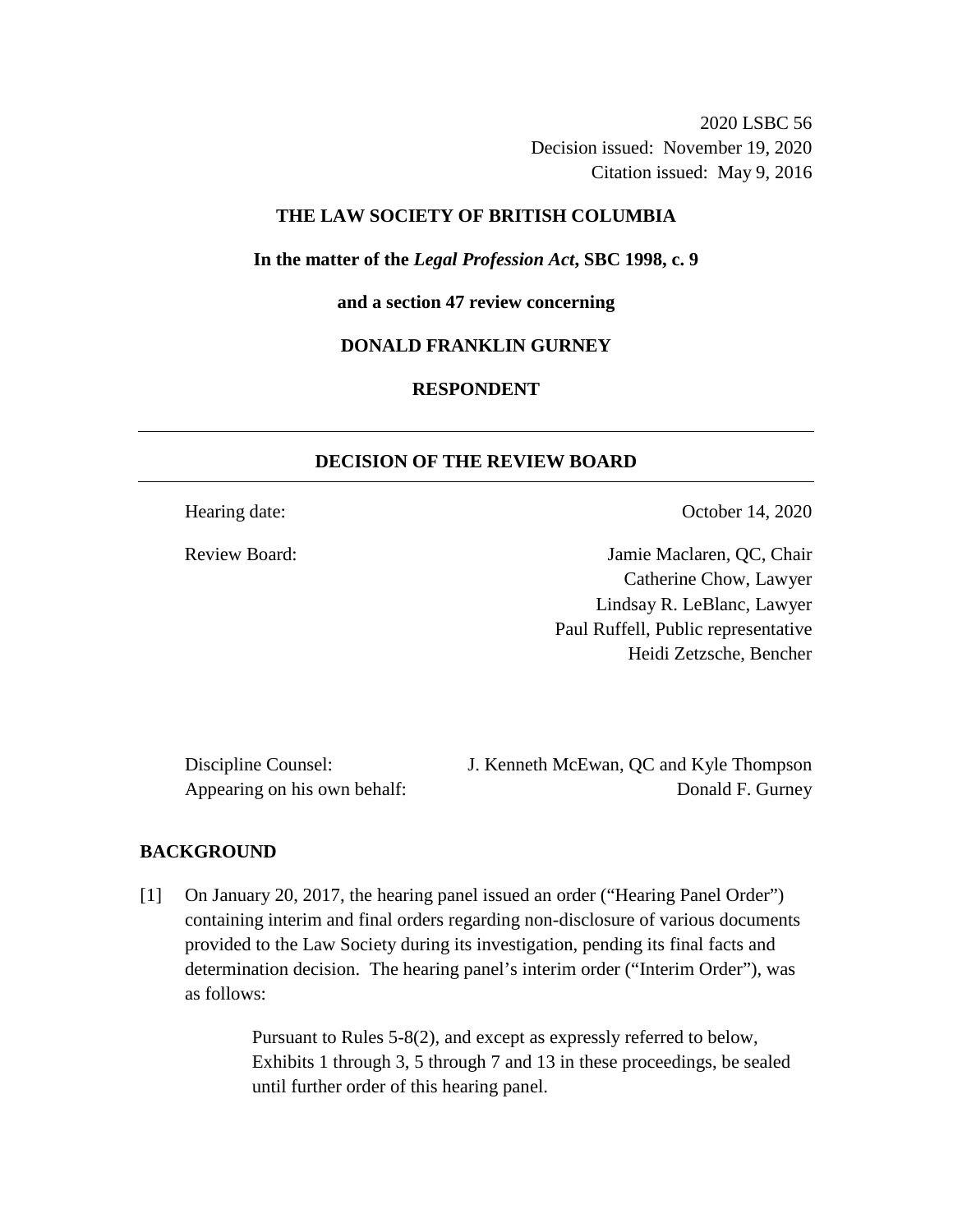2020 LSBC 56
Decision issued: November 19, 2020
Citation issued: May 9, 2016

**THE LAW SOCIETY OF BRITISH COLUMBIA**

**In the matter of the *Legal Profession Act*, SBC 1998, c. 9**

**and a section 47 review concerning**

**DONALD FRANKLIN GURNEY**

**RESPONDENT**

---

## DECISION OF THE REVIEW BOARD

---

Hearing date: October 14, 2020

Review Board: Jamie Maclaren, QC, Chair
Catherine Chow, Lawyer
Lindsay R. LeBlanc, Lawyer
Paul Ruffell, Public representative
Heidi Zetzsche, Bencher

Discipline Counsel: J. Kenneth McEwan, QC and Kyle Thompson
Appearing on his own behalf: Donald F. Gurney

## BACKGROUND

[1] On January 20, 2017, the hearing panel issued an order ("Hearing Panel Order") containing interim and final orders regarding non-disclosure of various documents provided to the Law Society during its investigation, pending its final facts and determination decision. The hearing panel's interim order ("Interim Order"), was as follows:

> Pursuant to Rules 5-8(2), and except as expressly referred to below, Exhibits 1 through 3, 5 through 7 and 13 in these proceedings, be sealed until further order of this hearing panel.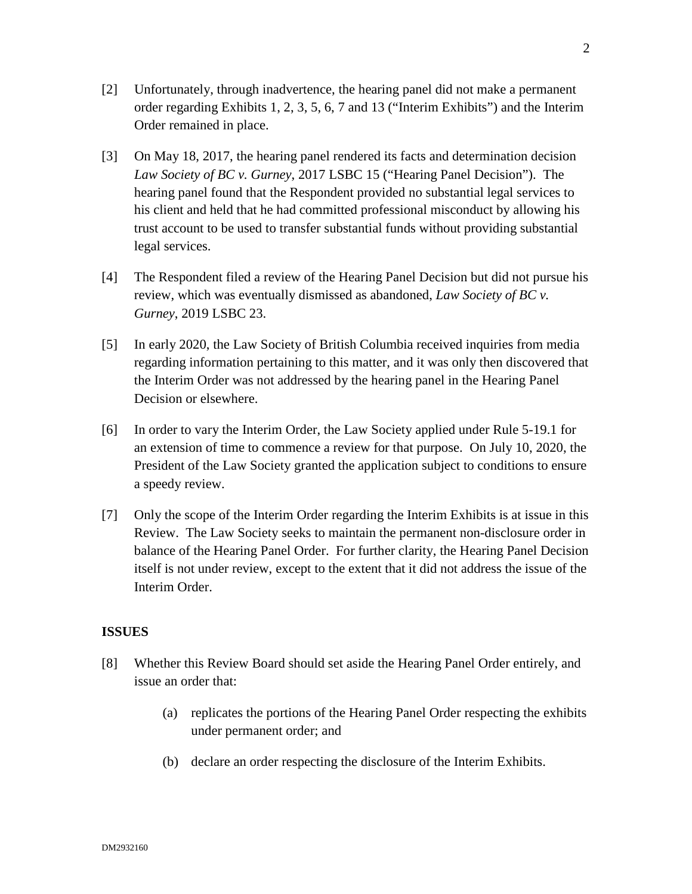[2] Unfortunately, through inadvertence, the hearing panel did not make a permanent order regarding Exhibits 1, 2, 3, 5, 6, 7 and 13 ("Interim Exhibits") and the Interim Order remained in place.

[3] On May 18, 2017, the hearing panel rendered its facts and determination decision *Law Society of BC v. Gurney*, 2017 LSBC 15 ("Hearing Panel Decision"). The hearing panel found that the Respondent provided no substantial legal services to his client and held that he had committed professional misconduct by allowing his trust account to be used to transfer substantial funds without providing substantial legal services.

[4] The Respondent filed a review of the Hearing Panel Decision but did not pursue his review, which was eventually dismissed as abandoned, *Law Society of BC v. Gurney*, 2019 LSBC 23.

[5] In early 2020, the Law Society of British Columbia received inquiries from media regarding information pertaining to this matter, and it was only then discovered that the Interim Order was not addressed by the hearing panel in the Hearing Panel Decision or elsewhere.

[6] In order to vary the Interim Order, the Law Society applied under Rule 5-19.1 for an extension of time to commence a review for that purpose. On July 10, 2020, the President of the Law Society granted the application subject to conditions to ensure a speedy review.

[7] Only the scope of the Interim Order regarding the Interim Exhibits is at issue in this Review. The Law Society seeks to maintain the permanent non-disclosure order in balance of the Hearing Panel Order. For further clarity, the Hearing Panel Decision itself is not under review, except to the extent that it did not address the issue of the Interim Order.

## ISSUES

[8] Whether this Review Board should set aside the Hearing Panel Order entirely, and issue an order that:

(a) replicates the portions of the Hearing Panel Order respecting the exhibits under permanent order; and

(b) declare an order respecting the disclosure of the Interim Exhibits.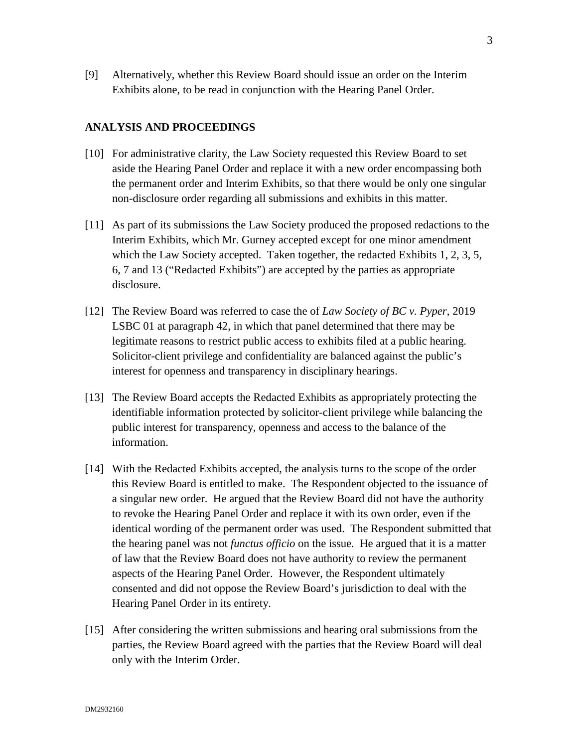[9] Alternatively, whether this Review Board should issue an order on the Interim Exhibits alone, to be read in conjunction with the Hearing Panel Order.

## ANALYSIS AND PROCEEDINGS

[10] For administrative clarity, the Law Society requested this Review Board to set aside the Hearing Panel Order and replace it with a new order encompassing both the permanent order and Interim Exhibits, so that there would be only one singular non-disclosure order regarding all submissions and exhibits in this matter.

[11] As part of its submissions the Law Society produced the proposed redactions to the Interim Exhibits, which Mr. Gurney accepted except for one minor amendment which the Law Society accepted. Taken together, the redacted Exhibits 1, 2, 3, 5, 6, 7 and 13 ("Redacted Exhibits") are accepted by the parties as appropriate disclosure.

[12] The Review Board was referred to case the of *Law Society of BC v. Pyper*, 2019 LSBC 01 at paragraph 42, in which that panel determined that there may be legitimate reasons to restrict public access to exhibits filed at a public hearing. Solicitor-client privilege and confidentiality are balanced against the public's interest for openness and transparency in disciplinary hearings.

[13] The Review Board accepts the Redacted Exhibits as appropriately protecting the identifiable information protected by solicitor-client privilege while balancing the public interest for transparency, openness and access to the balance of the information.

[14] With the Redacted Exhibits accepted, the analysis turns to the scope of the order this Review Board is entitled to make. The Respondent objected to the issuance of a singular new order. He argued that the Review Board did not have the authority to revoke the Hearing Panel Order and replace it with its own order, even if the identical wording of the permanent order was used. The Respondent submitted that the hearing panel was not *functus officio* on the issue. He argued that it is a matter of law that the Review Board does not have authority to review the permanent aspects of the Hearing Panel Order. However, the Respondent ultimately consented and did not oppose the Review Board's jurisdiction to deal with the Hearing Panel Order in its entirety.

[15] After considering the written submissions and hearing oral submissions from the parties, the Review Board agreed with the parties that the Review Board will deal only with the Interim Order.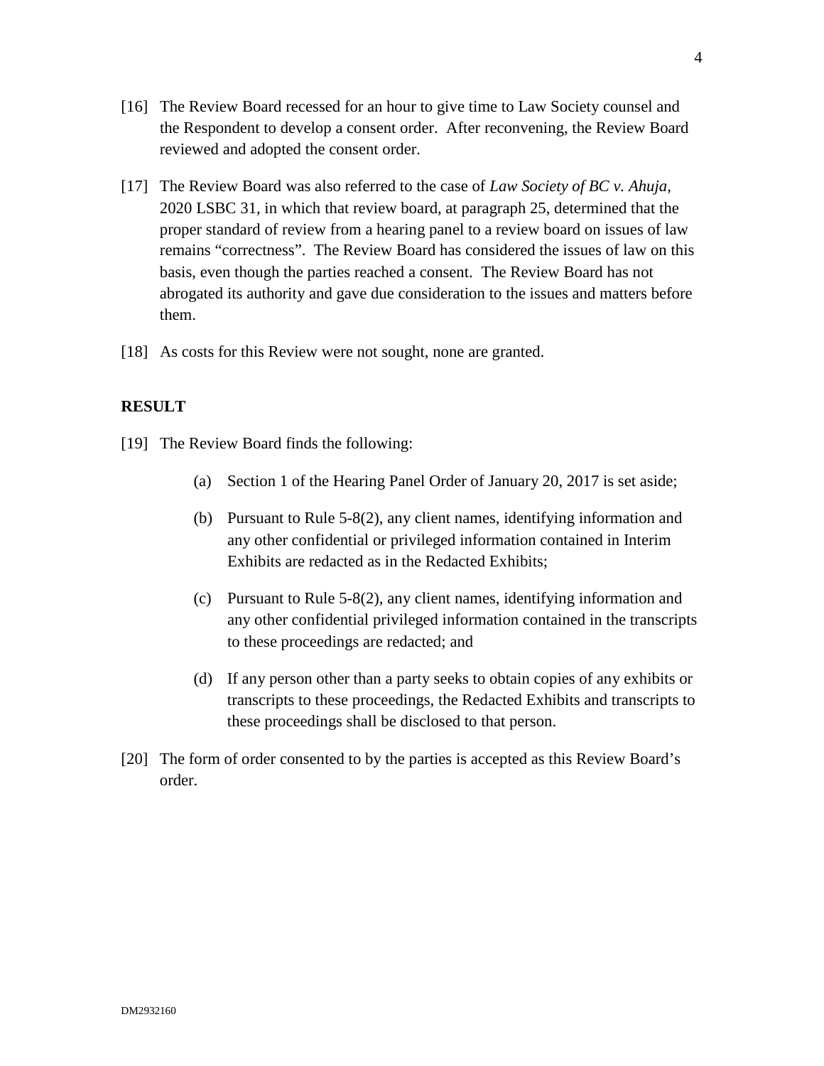[16] The Review Board recessed for an hour to give time to Law Society counsel and the Respondent to develop a consent order. After reconvening, the Review Board reviewed and adopted the consent order.

[17] The Review Board was also referred to the case of *Law Society of BC v. Ahuja*, 2020 LSBC 31, in which that review board, at paragraph 25, determined that the proper standard of review from a hearing panel to a review board on issues of law remains "correctness". The Review Board has considered the issues of law on this basis, even though the parties reached a consent. The Review Board has not abrogated its authority and gave due consideration to the issues and matters before them.

[18] As costs for this Review were not sought, none are granted.

## RESULT

[19] The Review Board finds the following:

(a) Section 1 of the Hearing Panel Order of January 20, 2017 is set aside;

(b) Pursuant to Rule 5-8(2), any client names, identifying information and any other confidential or privileged information contained in Interim Exhibits are redacted as in the Redacted Exhibits;

(c) Pursuant to Rule 5-8(2), any client names, identifying information and any other confidential privileged information contained in the transcripts to these proceedings are redacted; and

(d) If any person other than a party seeks to obtain copies of any exhibits or transcripts to these proceedings, the Redacted Exhibits and transcripts to these proceedings shall be disclosed to that person.

[20] The form of order consented to by the parties is accepted as this Review Board's order.

DM2932160